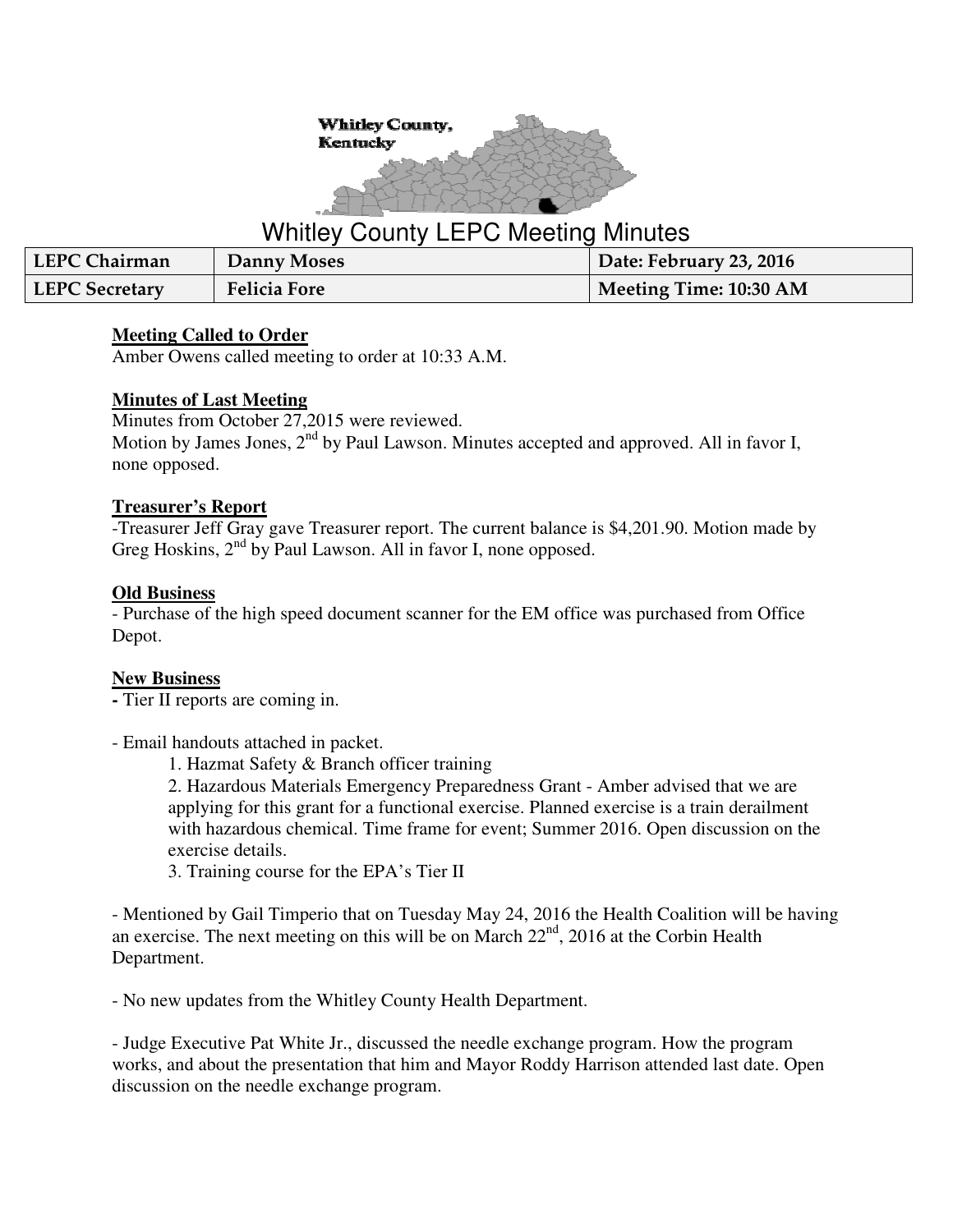Whitley County, Kentucky

# Whitley County LEPC Meeting Minutes

| LEPC Chairman | Danny Moses | Date: February 23, 2016 |
|---|---|---|
| LEPC Secretary | Felicia Fore | Meeting Time: 10:30 AM |

**Meeting Called to Order**

Amber Owens called meeting to order at 10:33 A.M.

**Minutes of Last Meeting**

Minutes from October 27,2015 were reviewed.
Motion by James Jones, 2nd by Paul Lawson. Minutes accepted and approved. All in favor I, none opposed.

**Treasurer's Report**

-Treasurer Jeff Gray gave Treasurer report. The current balance is $4,201.90. Motion made by Greg Hoskins, 2nd by Paul Lawson. All in favor I, none opposed.

**Old Business**

- Purchase of the high speed document scanner for the EM office was purchased from Office Depot.

**New Business**

- Tier II reports are coming in.

- Email handouts attached in packet.
  1. Hazmat Safety & Branch officer training
  2. Hazardous Materials Emergency Preparedness Grant - Amber advised that we are applying for this grant for a functional exercise. Planned exercise is a train derailment with hazardous chemical. Time frame for event; Summer 2016. Open discussion on the exercise details.
  3. Training course for the EPA's Tier II

- Mentioned by Gail Timperio that on Tuesday May 24, 2016 the Health Coalition will be having an exercise. The next meeting on this will be on March 22nd, 2016 at the Corbin Health Department.

- No new updates from the Whitley County Health Department.

- Judge Executive Pat White Jr., discussed the needle exchange program. How the program works, and about the presentation that him and Mayor Roddy Harrison attended last date. Open discussion on the needle exchange program.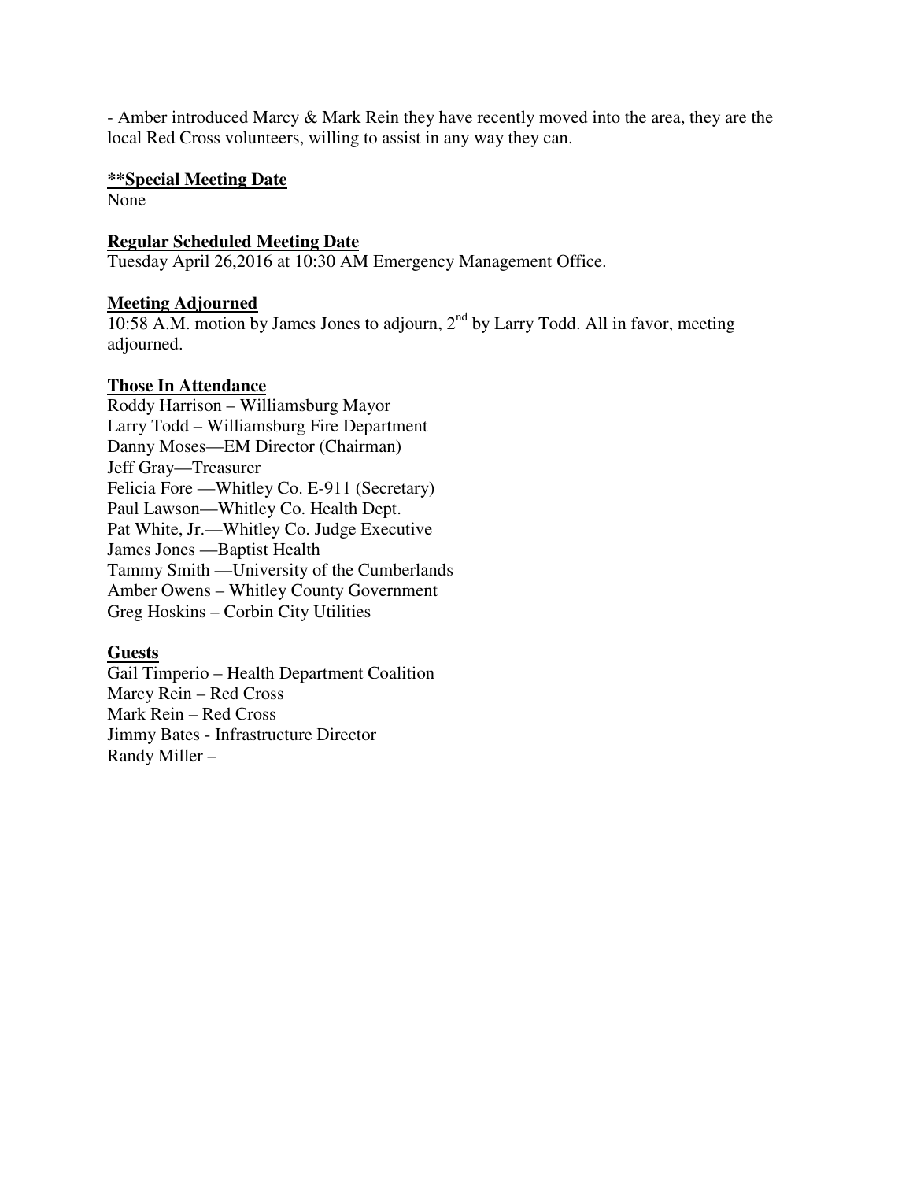- Amber introduced Marcy & Mark Rein they have recently moved into the area, they are the local Red Cross volunteers, willing to assist in any way they can.

**\*\*Special Meeting Date**

None

**Regular Scheduled Meeting Date**

Tuesday April 26,2016 at 10:30 AM Emergency Management Office.

**Meeting Adjourned**

10:58 A.M. motion by James Jones to adjourn, 2nd by Larry Todd. All in favor, meeting adjourned.

**Those In Attendance**

Roddy Harrison – Williamsburg Mayor
Larry Todd – Williamsburg Fire Department
Danny Moses—EM Director (Chairman)
Jeff Gray—Treasurer
Felicia Fore —Whitley Co. E-911 (Secretary)
Paul Lawson—Whitley Co. Health Dept.
Pat White, Jr.—Whitley Co. Judge Executive
James Jones —Baptist Health
Tammy Smith —University of the Cumberlands
Amber Owens – Whitley County Government
Greg Hoskins – Corbin City Utilities

**Guests**

Gail Timperio – Health Department Coalition
Marcy Rein – Red Cross
Mark Rein – Red Cross
Jimmy Bates - Infrastructure Director
Randy Miller –